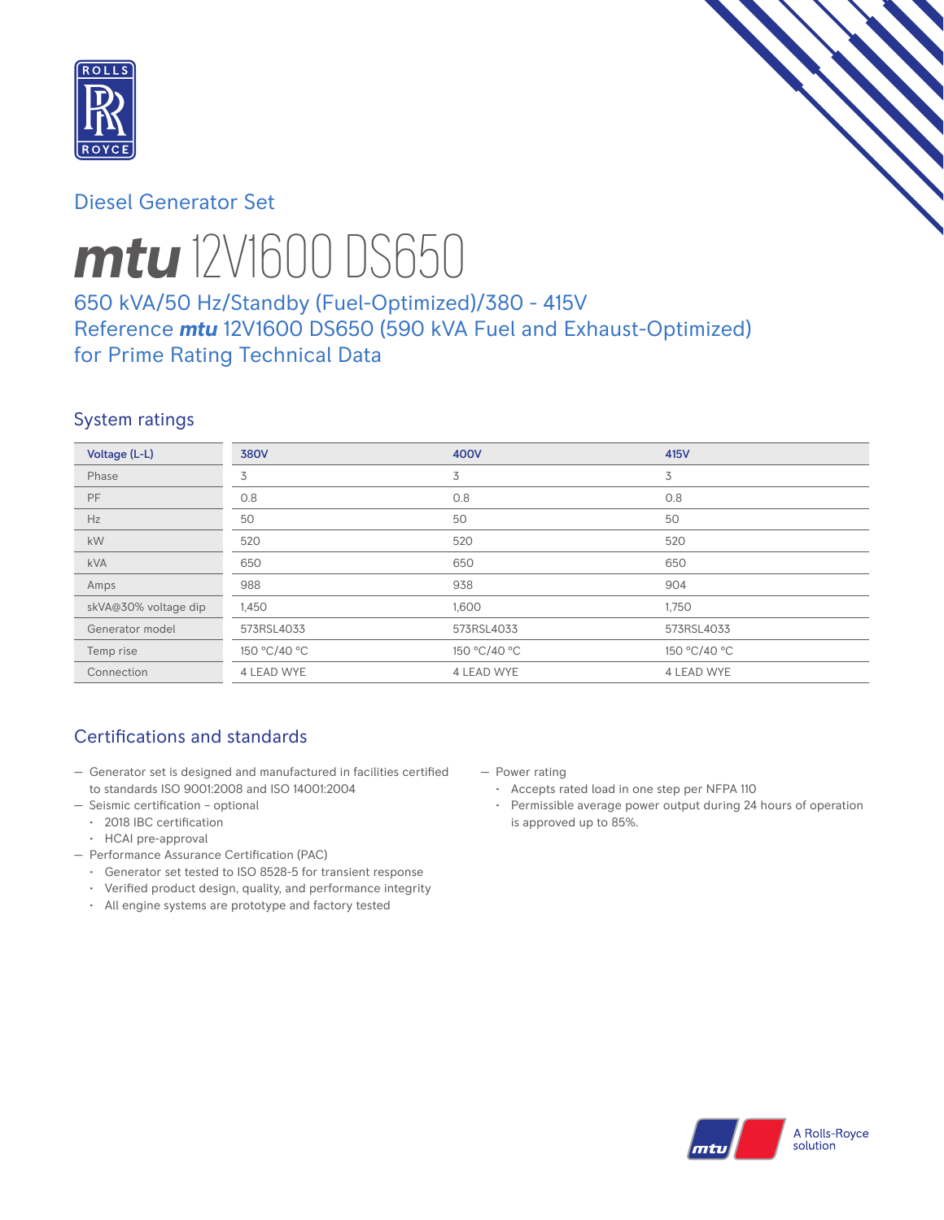Diesel Generator Set

# ***mtu*** 12V1600 DS650

650 kVA/50 Hz/Standby (Fuel-Optimized)/380 - 415V
Reference ***mtu*** 12V1600 DS650 (590 kVA Fuel and Exhaust-Optimized) for Prime Rating Technical Data

## System ratings

| Voltage (L-L) | 380V | 400V | 415V |
|---|---|---|---|
| Phase | 3 | 3 | 3 |
| PF | 0.8 | 0.8 | 0.8 |
| Hz | 50 | 50 | 50 |
| kW | 520 | 520 | 520 |
| kVA | 650 | 650 | 650 |
| Amps | 988 | 938 | 904 |
| skVA@30% voltage dip | 1,450 | 1,600 | 1,750 |
| Generator model | 573RSL4033 | 573RSL4033 | 573RSL4033 |
| Temp rise | 150 °C/40 °C | 150 °C/40 °C | 150 °C/40 °C |
| Connection | 4 LEAD WYE | 4 LEAD WYE | 4 LEAD WYE |

## Certifications and standards

- Generator set is designed and manufactured in facilities certified to standards ISO 9001:2008 and ISO 14001:2004
- Seismic certification – optional
  - 2018 IBC certification
  - HCAI pre-approval
- Performance Assurance Certification (PAC)
  - Generator set tested to ISO 8528-5 for transient response
  - Verified product design, quality, and performance integrity
  - All engine systems are prototype and factory tested
- Power rating
  - Accepts rated load in one step per NFPA 110
  - Permissible average power output during 24 hours of operation is approved up to 85%.

A Rolls-Royce solution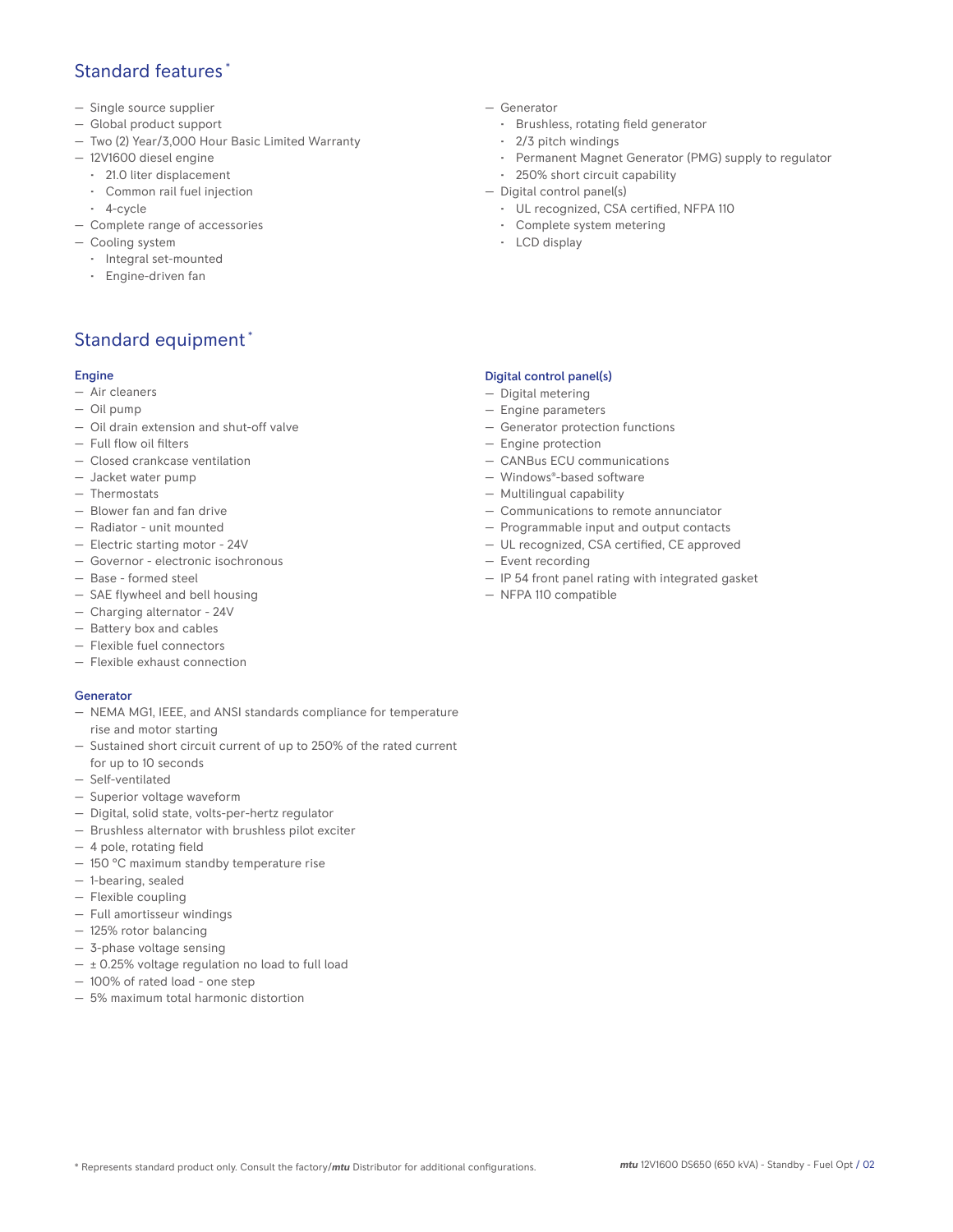## Standard features *

- Single source supplier
- Global product support
- Two (2) Year/3,000 Hour Basic Limited Warranty
- 12V1600 diesel engine
  - 21.0 liter displacement
  - Common rail fuel injection
  - 4-cycle
- Complete range of accessories
- Cooling system
  - Integral set-mounted
  - Engine-driven fan
- Generator
  - Brushless, rotating field generator
  - 2/3 pitch windings
  - Permanent Magnet Generator (PMG) supply to regulator
  - 250% short circuit capability
- Digital control panel(s)
  - UL recognized, CSA certified, NFPA 110
  - Complete system metering
  - LCD display

## Standard equipment *

### Engine

- Air cleaners
- Oil pump
- Oil drain extension and shut-off valve
- Full flow oil filters
- Closed crankcase ventilation
- Jacket water pump
- Thermostats
- Blower fan and fan drive
- Radiator - unit mounted
- Electric starting motor - 24V
- Governor - electronic isochronous
- Base - formed steel
- SAE flywheel and bell housing
- Charging alternator - 24V
- Battery box and cables
- Flexible fuel connectors
- Flexible exhaust connection

### Generator

- NEMA MG1, IEEE, and ANSI standards compliance for temperature rise and motor starting
- Sustained short circuit current of up to 250% of the rated current for up to 10 seconds
- Self-ventilated
- Superior voltage waveform
- Digital, solid state, volts-per-hertz regulator
- Brushless alternator with brushless pilot exciter
- 4 pole, rotating field
- 150 °C maximum standby temperature rise
- 1-bearing, sealed
- Flexible coupling
- Full amortisseur windings
- 125% rotor balancing
- 3-phase voltage sensing
- ± 0.25% voltage regulation no load to full load
- 100% of rated load - one step
- 5% maximum total harmonic distortion

### Digital control panel(s)

- Digital metering
- Engine parameters
- Generator protection functions
- Engine protection
- CANBus ECU communications
- Windows®-based software
- Multilingual capability
- Communications to remote annunciator
- Programmable input and output contacts
- UL recognized, CSA certified, CE approved
- Event recording
- IP 54 front panel rating with integrated gasket
- NFPA 110 compatible

* Represents standard product only. Consult the factory/*mtu* Distributor for additional configurations.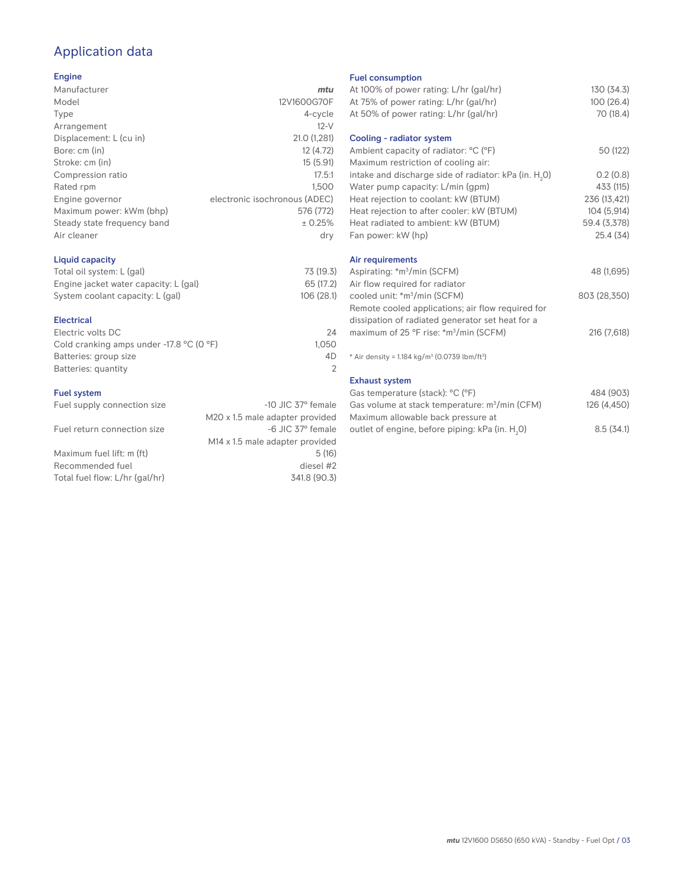# Application data

## Engine

| | |
|---|---|
| Manufacturer | *mtu* |
| Model | 12V1600G70F |
| Type | 4-cycle |
| Arrangement | 12-V |
| Displacement: L (cu in) | 21.0 (1,281) |
| Bore: cm (in) | 12 (4.72) |
| Stroke: cm (in) | 15 (5.91) |
| Compression ratio | 17.5:1 |
| Rated rpm | 1,500 |
| Engine governor | electronic isochronous (ADEC) |
| Maximum power: kWm (bhp) | 576 (772) |
| Steady state frequency band | ± 0.25% |
| Air cleaner | dry |

## Liquid capacity

| | |
|---|---|
| Total oil system: L (gal) | 73 (19.3) |
| Engine jacket water capacity: L (gal) | 65 (17.2) |
| System coolant capacity: L (gal) | 106 (28.1) |

## Electrical

| | |
|---|---|
| Electric volts DC | 24 |
| Cold cranking amps under -17.8 °C (0 °F) | 1,050 |
| Batteries: group size | 4D |
| Batteries: quantity | 2 |

## Fuel system

| | |
|---|---|
| Fuel supply connection size | -10 JIC 37° female<br>M20 x 1.5 male adapter provided |
| Fuel return connection size | -6 JIC 37° female<br>M14 x 1.5 male adapter provided |
| Maximum fuel lift: m (ft) | 5 (16) |
| Recommended fuel | diesel #2 |
| Total fuel flow: L/hr (gal/hr) | 341.8 (90.3) |

## Fuel consumption

| | |
|---|---|
| At 100% of power rating: L/hr (gal/hr) | 130 (34.3) |
| At 75% of power rating: L/hr (gal/hr) | 100 (26.4) |
| At 50% of power rating: L/hr (gal/hr) | 70 (18.4) |

## Cooling - radiator system

| | |
|---|---|
| Ambient capacity of radiator: °C (°F) | 50 (122) |
| Maximum restriction of cooling air: intake and discharge side of radiator: kPa (in. $H_2O$) | 0.2 (0.8) |
| Water pump capacity: L/min (gpm) | 433 (115) |
| Heat rejection to coolant: kW (BTUM) | 236 (13,421) |
| Heat rejection to after cooler: kW (BTUM) | 104 (5,914) |
| Heat radiated to ambient: kW (BTUM) | 59.4 (3,378) |
| Fan power: kW (hp) | 25.4 (34) |

## Air requirements

| | |
|---|---|
| Aspirating: *$m^3$/min (SCFM) | 48 (1,695) |
| Air flow required for radiator cooled unit: *$m^3$/min (SCFM) | 803 (28,350) |
| Remote cooled applications; air flow required for dissipation of radiated generator set heat for a maximum of 25 °F rise: *$m^3$/min (SCFM) | 216 (7,618) |

* Air density = 1.184 kg/$m^3$ (0.0739 lbm/$ft^3$)

## Exhaust system

| | |
|---|---|
| Gas temperature (stack): °C (°F) | 484 (903) |
| Gas volume at stack temperature: $m^3$/min (CFM) | 126 (4,450) |
| Maximum allowable back pressure at outlet of engine, before piping: kPa (in. $H_2O$) | 8.5 (34.1) |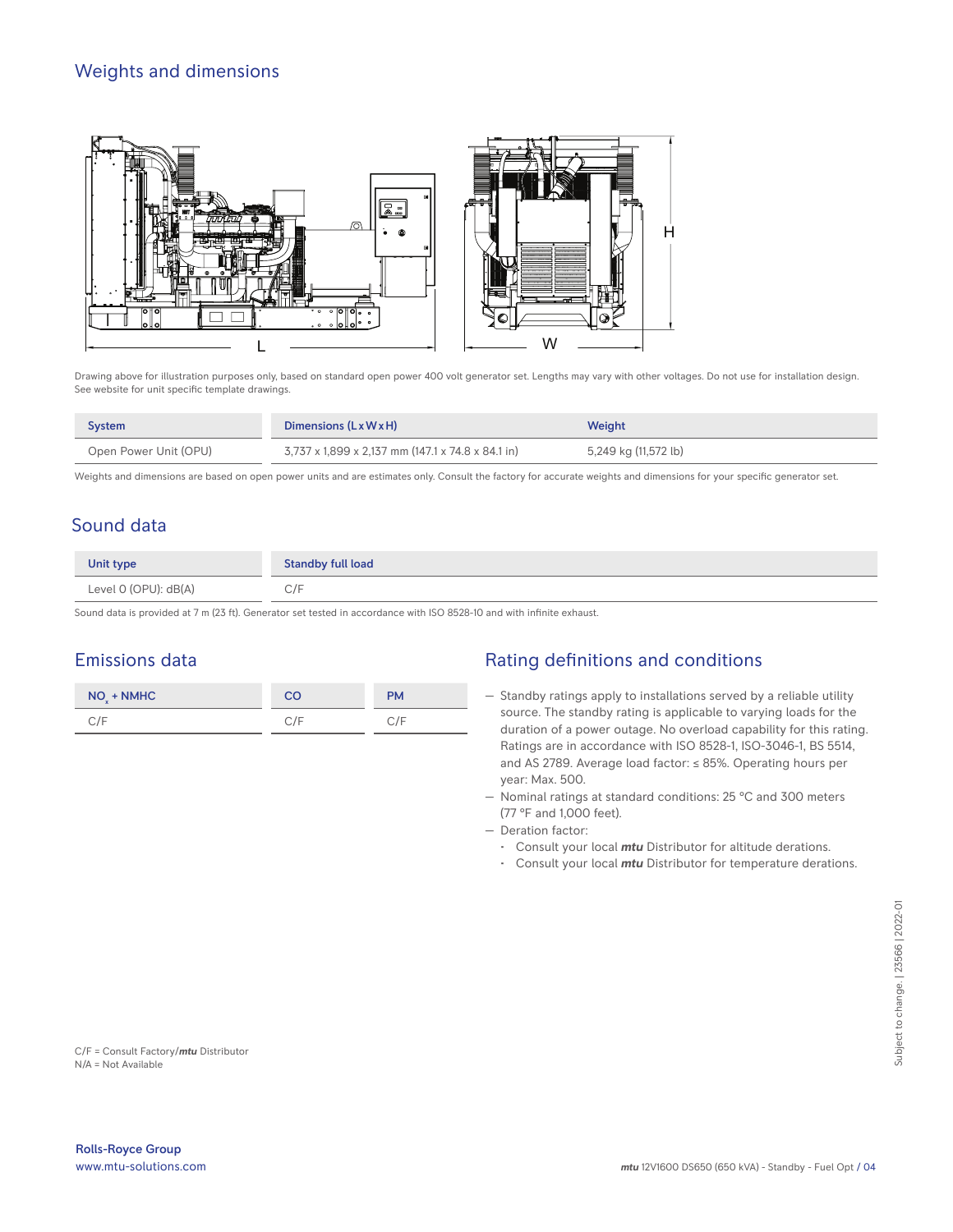## Weights and dimensions

L

W

H

Drawing above for illustration purposes only, based on standard open power 400 volt generator set. Lengths may vary with other voltages. Do not use for installation design. See website for unit specific template drawings.

| System | Dimensions (L x W x H) | Weight |
|---|---|---|
| Open Power Unit (OPU) | 3,737 x 1,899 x 2,137 mm (147.1 x 74.8 x 84.1 in) | 5,249 kg (11,572 lb) |

Weights and dimensions are based on open power units and are estimates only. Consult the factory for accurate weights and dimensions for your specific generator set.

## Sound data

| Unit type | Standby full load |
|---|---|
| Level 0 (OPU): dB(A) | C/F |

Sound data is provided at 7 m (23 ft). Generator set tested in accordance with ISO 8528-10 and with infinite exhaust.

## Emissions data

| $NO_x$ + NMHC | CO | PM |
|---|---|---|
| C/F | C/F | C/F |

## Rating definitions and conditions

- Standby ratings apply to installations served by a reliable utility source. The standby rating is applicable to varying loads for the duration of a power outage. No overload capability for this rating. Ratings are in accordance with ISO 8528-1, ISO-3046-1, BS 5514, and AS 2789. Average load factor: ≤ 85%. Operating hours per year: Max. 500.
- Nominal ratings at standard conditions: 25 °C and 300 meters (77 °F and 1,000 feet).
- Deration factor:
  - Consult your local ***mtu*** Distributor for altitude derations.
  - Consult your local ***mtu*** Distributor for temperature derations.

C/F = Consult Factory/***mtu*** Distributor
N/A = Not Available

Subject to change. | 23566 | 2022-01

**Rolls-Royce Group**
www.mtu-solutions.com